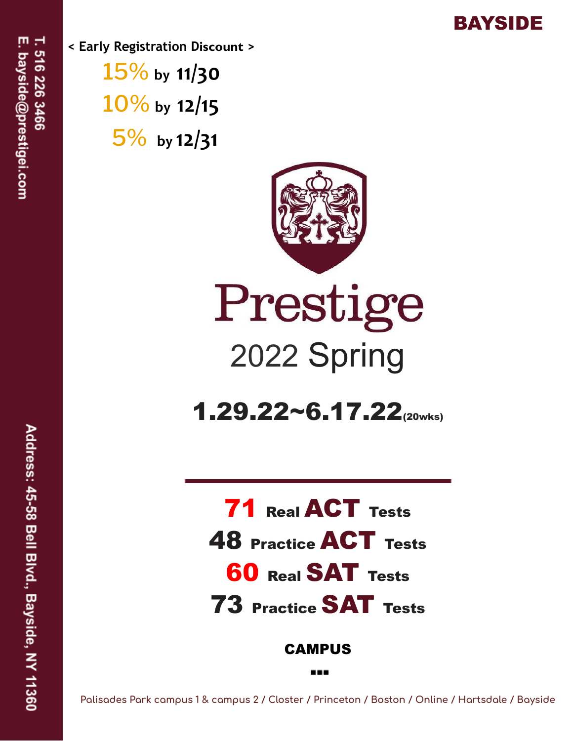# BAYSIDE

T. 516 226 3466
E. bayside@prestigei.com

< Early Registration Discount >

15% by 11/30
10% by 12/15
5% by 12/31

# Prestige

## 2022 Spring

## 1.29.22~6.17.22 (20wks)

**71** Real **ACT** Tests
**48** Practice **ACT** Tests
**60** Real **SAT** Tests
**73** Practice **SAT** Tests

**CAMPUS**

Palisades Park campus 1 & campus 2 / Closter / Princeton / Boston / Online / Hartsdale / Bayside

Address: 45-58 Bell Blvd., Bayside, NY 11360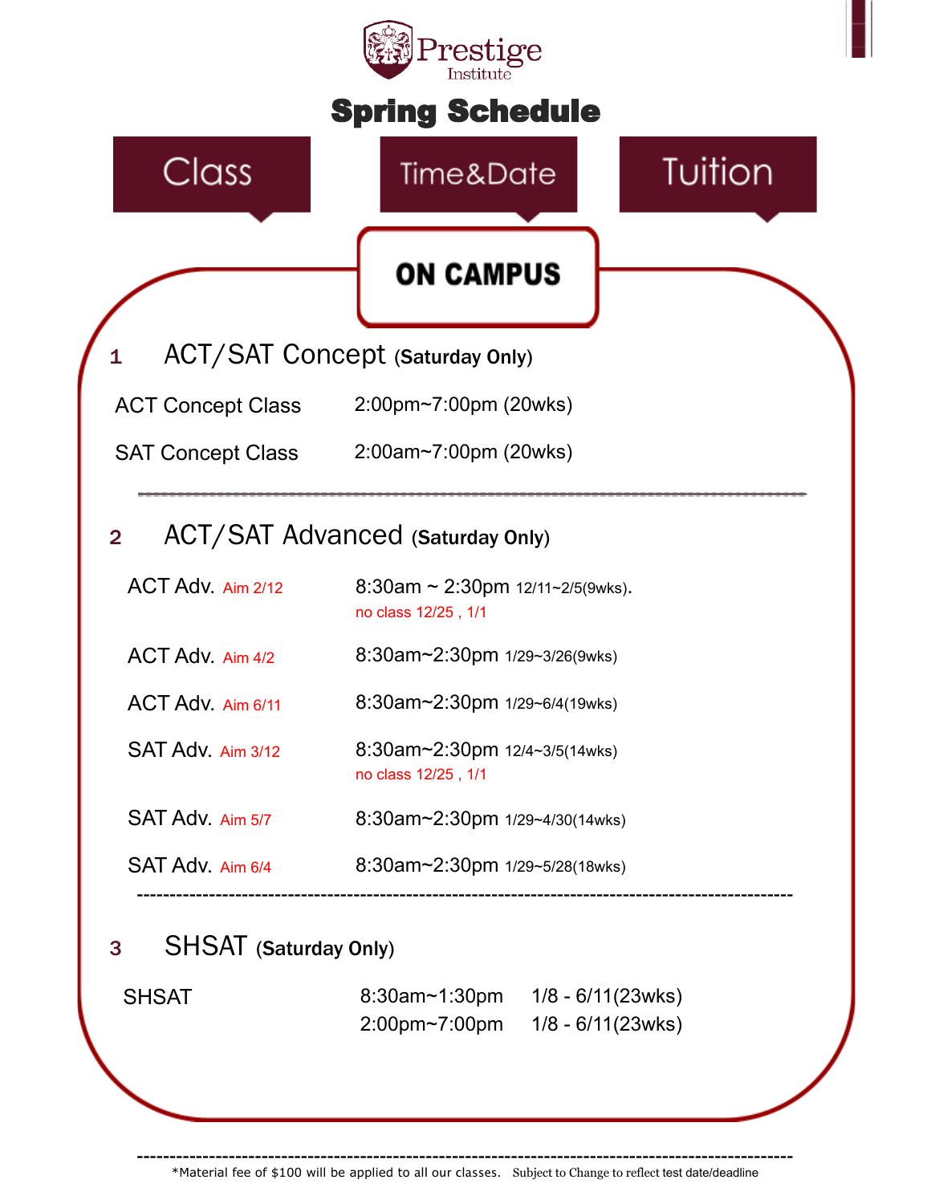# Prestige Institute

## Spring Schedule

Class | Time&Date | Tuition

### ON CAMPUS

### 1 ACT/SAT Concept (Saturday Only)

| Class | Time&Date |
|---|---|
| ACT Concept Class | 2:00pm~7:00pm (20wks) |
| SAT Concept Class | 2:00am~7:00pm (20wks) |

---

### 2 ACT/SAT Advanced (Saturday Only)

| Class | Time&Date |
|---|---|
| ACT Adv. Aim 2/12 | 8:30am ~ 2:30pm 12/11~2/5(9wks). no class 12/25 , 1/1 |
| ACT Adv. Aim 4/2 | 8:30am~2:30pm 1/29~3/26(9wks) |
| ACT Adv. Aim 6/11 | 8:30am~2:30pm 1/29~6/4(19wks) |
| SAT Adv. Aim 3/12 | 8:30am~2:30pm 12/4~3/5(14wks) no class 12/25 , 1/1 |
| SAT Adv. Aim 5/7 | 8:30am~2:30pm 1/29~4/30(14wks) |
| SAT Adv. Aim 6/4 | 8:30am~2:30pm 1/29~5/28(18wks) |

---

### 3 SHSAT (Saturday Only)

| Class | Time | Date |
|---|---|---|
| SHSAT | 8:30am~1:30pm | 1/8 - 6/11(23wks) |
| | 2:00pm~7:00pm | 1/8 - 6/11(23wks) |

---

*Material fee of $100 will be applied to all our classes. Subject to Change to reflect test date/deadline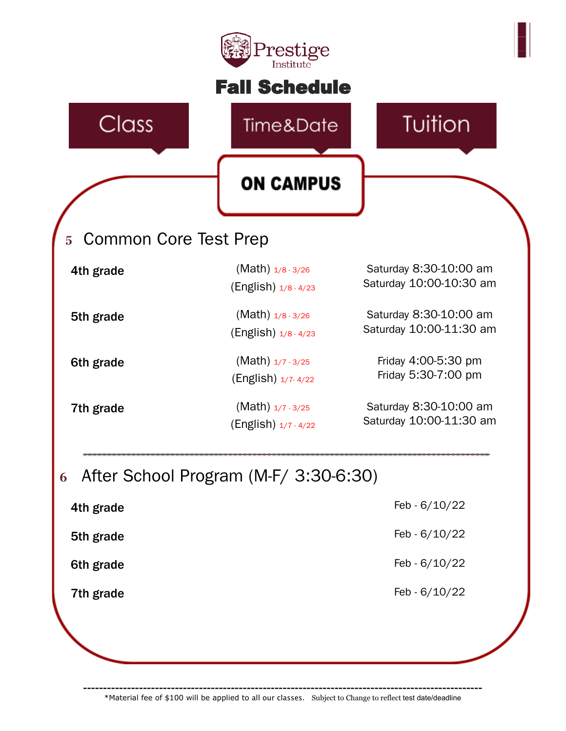Prestige Institute

# Fall Schedule

| Class | Time&Date | Tuition |
|---|---|---|

## ON CAMPUS

### 5 Common Core Test Prep

| Class | Time&Date | Tuition |
|---|---|---|
| **4th grade** | (Math) 1/8 - 3/26<br>(English) 1/8 - 4/23 | Saturday 8:30-10:00 am<br>Saturday 10:00-10:30 am |
| **5th grade** | (Math) 1/8 - 3/26<br>(English) 1/8 - 4/23 | Saturday 8:30-10:00 am<br>Saturday 10:00-11:30 am |
| **6th grade** | (Math) 1/7 - 3/25<br>(English) 1/7- 4/22 | Friday 4:00-5:30 pm<br>Friday 5:30-7:00 pm |
| **7th grade** | (Math) 1/7 - 3/25<br>(English) 1/7 - 4/22 | Saturday 8:30-10:00 am<br>Saturday 10:00-11:30 am |

### 6 After School Program (M-F/ 3:30-6:30)

| Class | Time&Date | Tuition |
|---|---|---|
| **4th grade** | | Feb - 6/10/22 |
| **5th grade** | | Feb - 6/10/22 |
| **6th grade** | | Feb - 6/10/22 |
| **7th grade** | | Feb - 6/10/22 |

*Material fee of $100 will be applied to all our classes. Subject to Change to reflect test date/deadline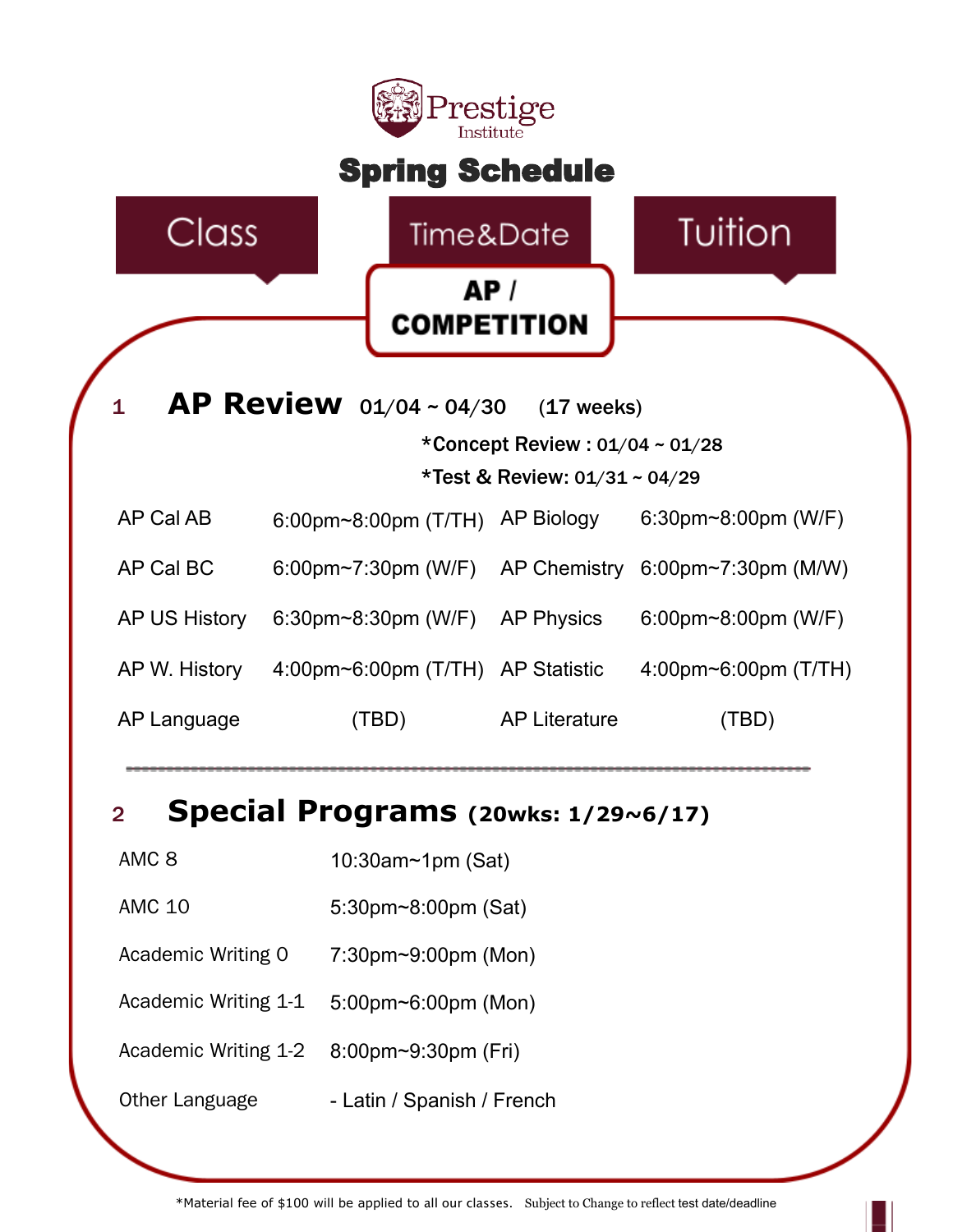Prestige Institute

# Spring Schedule

Class | Time&Date | Tuition

## AP / COMPETITION

### 1 AP Review 01/04 ~ 04/30 (17 weeks)

*Concept Review : 01/04 ~ 01/28

*Test & Review: 01/31 ~ 04/29

| | | | |
|---|---|---|---|
| AP Cal AB | 6:00pm~8:00pm (T/TH) | AP Biology | 6:30pm~8:00pm (W/F) |
| AP Cal BC | 6:00pm~7:30pm (W/F) | AP Chemistry | 6:00pm~7:30pm (M/W) |
| AP US History | 6:30pm~8:30pm (W/F) | AP Physics | 6:00pm~8:00pm (W/F) |
| AP W. History | 4:00pm~6:00pm (T/TH) | AP Statistic | 4:00pm~6:00pm (T/TH) |
| AP Language | (TBD) | AP Literature | (TBD) |

### 2 Special Programs (20wks: 1/29~6/17)

| | |
|---|---|
| AMC 8 | 10:30am~1pm (Sat) |
| AMC 10 | 5:30pm~8:00pm (Sat) |
| Academic Writing 0 | 7:30pm~9:00pm (Mon) |
| Academic Writing 1-1 | 5:00pm~6:00pm (Mon) |
| Academic Writing 1-2 | 8:00pm~9:30pm (Fri) |
| Other Language | - Latin / Spanish / French |

*Material fee of $100 will be applied to all our classes. Subject to Change to reflect test date/deadline